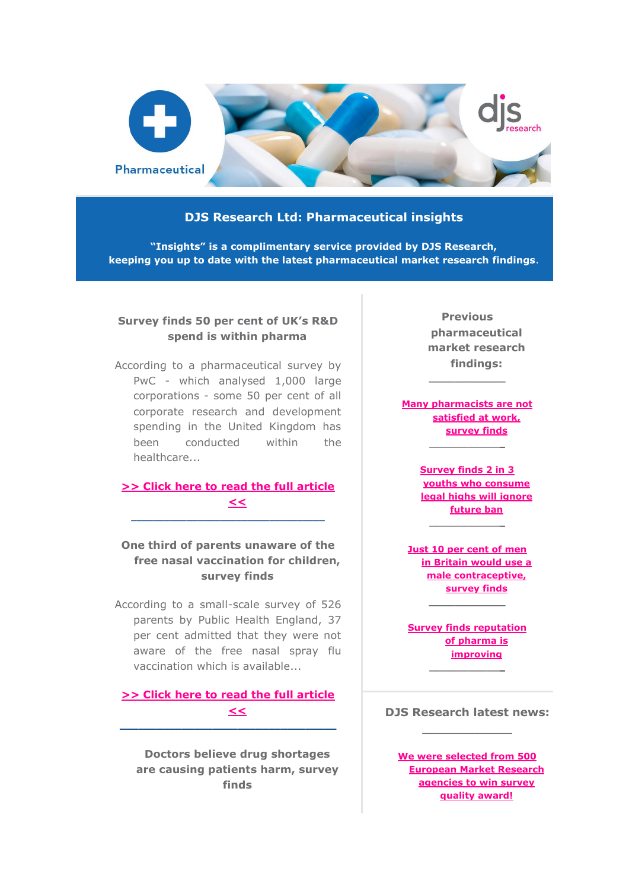Pharmaceutical

djs research

## DJS Research Ltd: Pharmaceutical insights

**"Insights" is a complimentary service provided by DJS Research, keeping you up to date with the latest pharmaceutical market research findings.**

### Survey finds 50 per cent of UK's R&D spend is within pharma

According to a pharmaceutical survey by PwC - which analysed 1,000 large corporations - some 50 per cent of all corporate research and development spending in the United Kingdom has been conducted within the healthcare...

**>> Click here to read the full article <<**

---

### One third of parents unaware of the free nasal vaccination for children, survey finds

According to a small-scale survey of 526 parents by Public Health England, 37 per cent admitted that they were not aware of the free nasal spray flu vaccination which is available...

**>> Click here to read the full article <<**

---

### Doctors believe drug shortages are causing patients harm, survey finds

### Previous pharmaceutical market research findings:

---

**Many pharmacists are not satisfied at work, survey finds**

---

**Survey finds 2 in 3 youths who consume legal highs will ignore future ban**

---

**Just 10 per cent of men in Britain would use a male contraceptive, survey finds**

---

**Survey finds reputation of pharma is improving**

---

### DJS Research latest news:

---

**We were selected from 500 European Market Research agencies to win survey quality award!**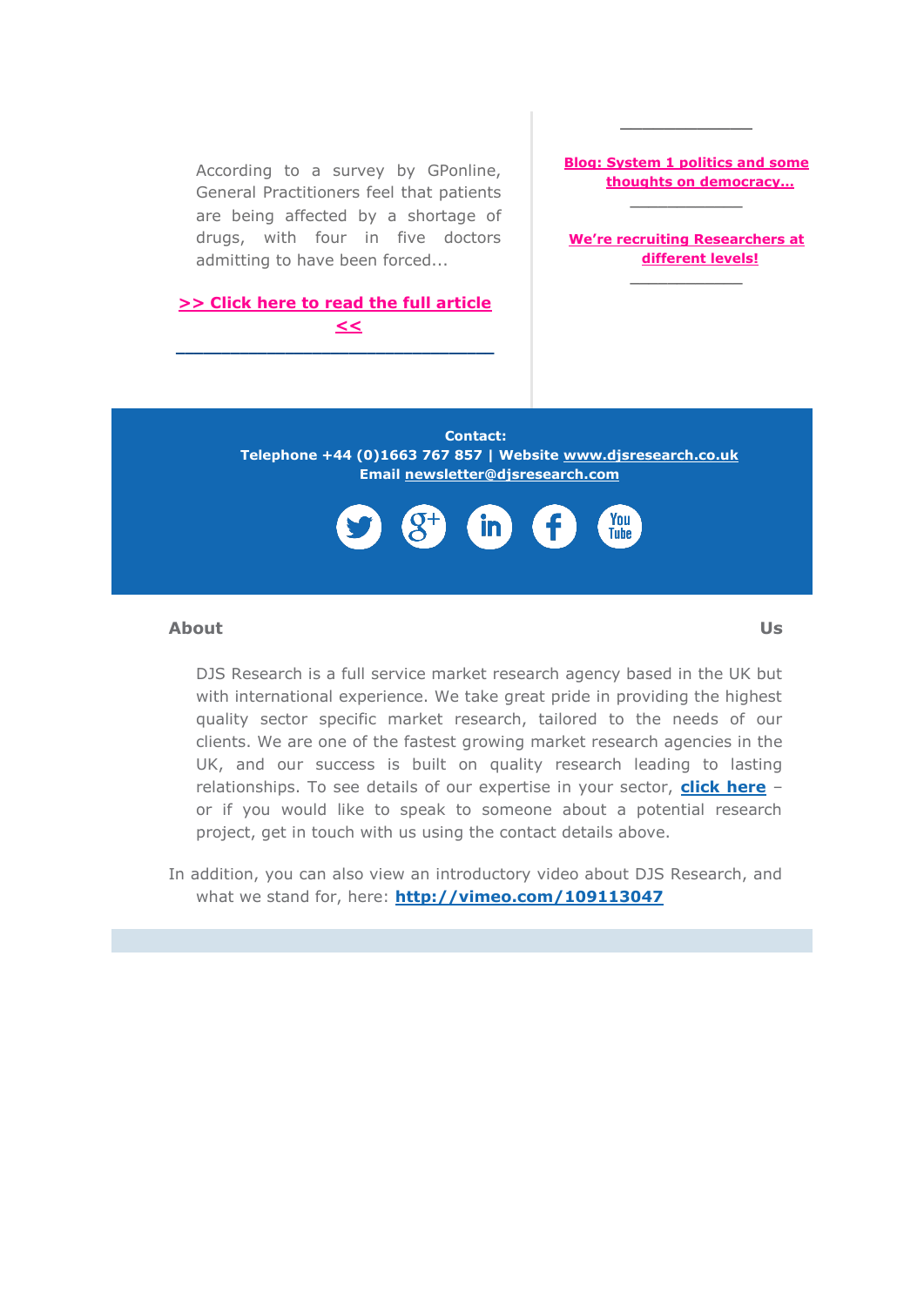According to a survey by GPonline, General Practitioners feel that patients are being affected by a shortage of drugs, with four in five doctors admitting to have been forced...

**>> Click here to read the full article <<**

---

**Blog: System 1 politics and some thoughts on democracy...**

---

**We're recruiting Researchers at different levels!**

---

**Contact:**
**Telephone +44 (0)1663 767 857 | Website www.djsresearch.co.uk**
**Email newsletter@djsresearch.com**

**About Us**

DJS Research is a full service market research agency based in the UK but with international experience. We take great pride in providing the highest quality sector specific market research, tailored to the needs of our clients. We are one of the fastest growing market research agencies in the UK, and our success is built on quality research leading to lasting relationships. To see details of our expertise in your sector, **click here** – or if you would like to speak to someone about a potential research project, get in touch with us using the contact details above.

In addition, you can also view an introductory video about DJS Research, and what we stand for, here: **http://vimeo.com/109113047**